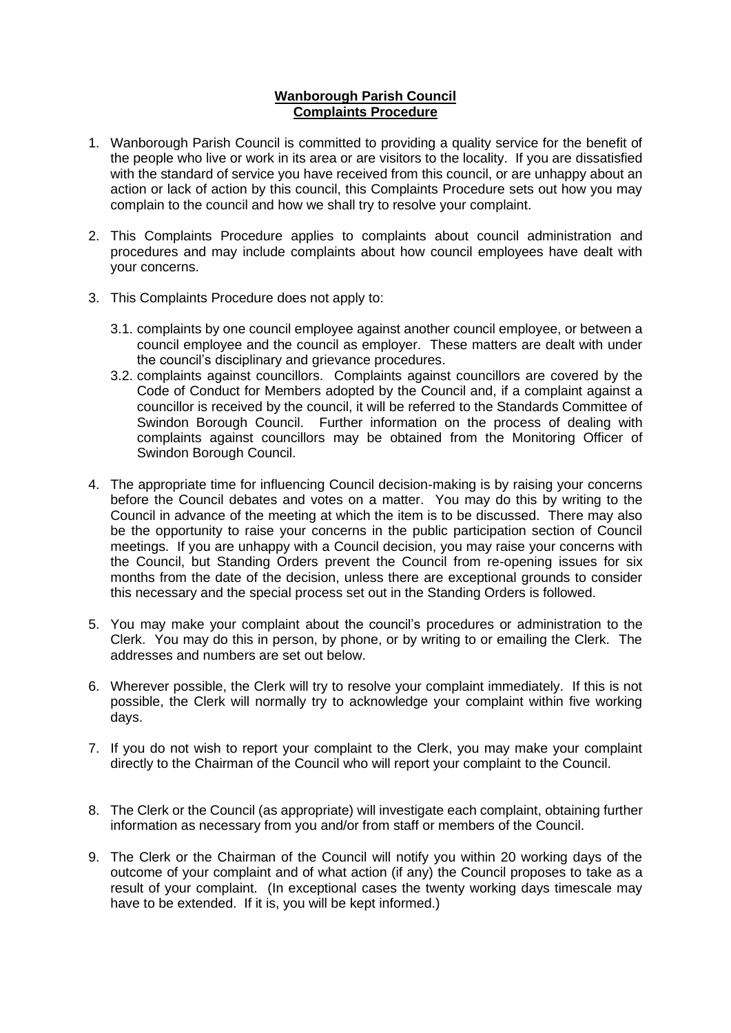**Wanborough Parish Council**
**Complaints Procedure**

1. Wanborough Parish Council is committed to providing a quality service for the benefit of the people who live or work in its area or are visitors to the locality. If you are dissatisfied with the standard of service you have received from this council, or are unhappy about an action or lack of action by this council, this Complaints Procedure sets out how you may complain to the council and how we shall try to resolve your complaint.

2. This Complaints Procedure applies to complaints about council administration and procedures and may include complaints about how council employees have dealt with your concerns.

3. This Complaints Procedure does not apply to:

    3.1. complaints by one council employee against another council employee, or between a council employee and the council as employer. These matters are dealt with under the council's disciplinary and grievance procedures.

    3.2. complaints against councillors. Complaints against councillors are covered by the Code of Conduct for Members adopted by the Council and, if a complaint against a councillor is received by the council, it will be referred to the Standards Committee of Swindon Borough Council. Further information on the process of dealing with complaints against councillors may be obtained from the Monitoring Officer of Swindon Borough Council.

4. The appropriate time for influencing Council decision-making is by raising your concerns before the Council debates and votes on a matter. You may do this by writing to the Council in advance of the meeting at which the item is to be discussed. There may also be the opportunity to raise your concerns in the public participation section of Council meetings. If you are unhappy with a Council decision, you may raise your concerns with the Council, but Standing Orders prevent the Council from re-opening issues for six months from the date of the decision, unless there are exceptional grounds to consider this necessary and the special process set out in the Standing Orders is followed.

5. You may make your complaint about the council's procedures or administration to the Clerk. You may do this in person, by phone, or by writing to or emailing the Clerk. The addresses and numbers are set out below.

6. Wherever possible, the Clerk will try to resolve your complaint immediately. If this is not possible, the Clerk will normally try to acknowledge your complaint within five working days.

7. If you do not wish to report your complaint to the Clerk, you may make your complaint directly to the Chairman of the Council who will report your complaint to the Council.

8. The Clerk or the Council (as appropriate) will investigate each complaint, obtaining further information as necessary from you and/or from staff or members of the Council.

9. The Clerk or the Chairman of the Council will notify you within 20 working days of the outcome of your complaint and of what action (if any) the Council proposes to take as a result of your complaint. (In exceptional cases the twenty working days timescale may have to be extended. If it is, you will be kept informed.)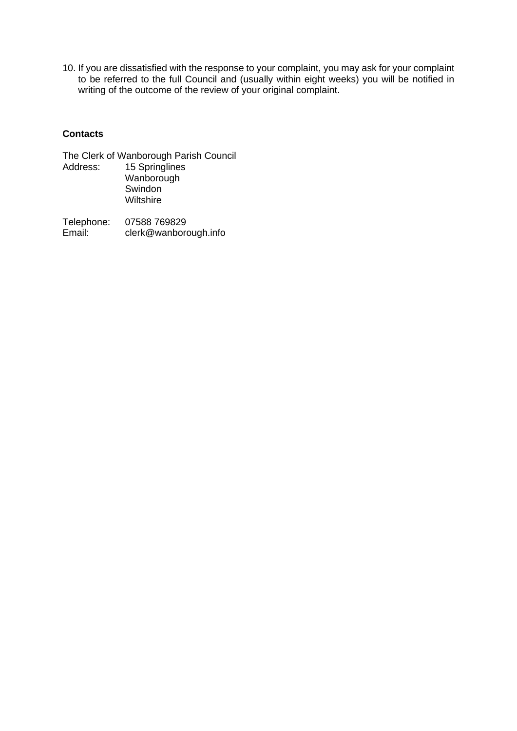10. If you are dissatisfied with the response to your complaint, you may ask for your complaint to be referred to the full Council and (usually within eight weeks) you will be notified in writing of the outcome of the review of your original complaint.

**Contacts**

The Clerk of Wanborough Parish Council

Address: 15 Springlines
Wanborough
Swindon
Wiltshire

Telephone: 07588 769829
Email: clerk@wanborough.info